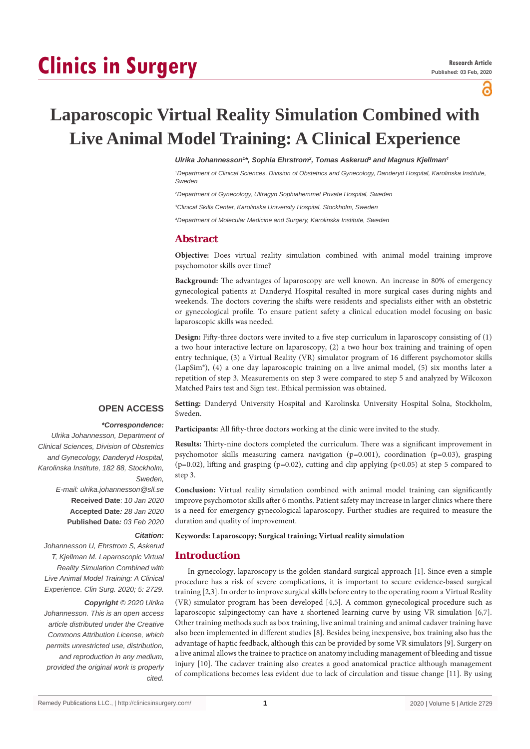# Laparoscopic Virtual Reality Simulation Combined with Live Animal Model Training: A Clinical Experience

*Ulrika Johannesson[1]\*, Sophia Ehrstrom[2], Tomas Askerud[3] and Magnus Kjellman[4]*

[1]Department of Clinical Sciences, Division of Obstetrics and Gynecology, Danderyd Hospital, Karolinska Institute, Sweden

[2]Department of Gynecology, Ultragyn Sophiahemmet Private Hospital, Sweden

[3]Clinical Skills Center, Karolinska University Hospital, Stockholm, Sweden

[4]Department of Molecular Medicine and Surgery, Karolinska Institute, Sweden

## Abstract

**Objective:** Does virtual reality simulation combined with animal model training improve psychomotor skills over time?

**Background:** The advantages of laparoscopy are well known. An increase in 80% of emergency gynecological patients at Danderyd Hospital resulted in more surgical cases during nights and weekends. The doctors covering the shifts were residents and specialists either with an obstetric or gynecological profile. To ensure patient safety a clinical education model focusing on basic laparoscopic skills was needed.

**Design:** Fifty-three doctors were invited to a five step curriculum in laparoscopy consisting of (1) a two hour interactive lecture on laparoscopy, (2) a two hour box training and training of open entry technique, (3) a Virtual Reality (VR) simulator program of 16 different psychomotor skills (LapSim®), (4) a one day laparoscopic training on a live animal model, (5) six months later a repetition of step 3. Measurements on step 3 were compared to step 5 and analyzed by Wilcoxon Matched Pairs test and Sign test. Ethical permission was obtained.

**Setting:** Danderyd University Hospital and Karolinska University Hospital Solna, Stockholm, Sweden.

**Participants:** All fifty-three doctors working at the clinic were invited to the study.

**Results:** Thirty-nine doctors completed the curriculum. There was a significant improvement in psychomotor skills measuring camera navigation ($p=0.001$), coordination ($p=0.03$), grasping ($p=0.02$), lifting and grasping ($p=0.02$), cutting and clip applying ($p<0.05$) at step 5 compared to step 3.

**Conclusion:** Virtual reality simulation combined with animal model training can significantly improve psychomotor skills after 6 months. Patient safety may increase in larger clinics where there is a need for emergency gynecological laparoscopy. Further studies are required to measure the duration and quality of improvement.

**Keywords: Laparoscopy; Surgical training; Virtual reality simulation**

**OPEN ACCESS**

***Correspondence:***

*Ulrika Johannesson, Department of Clinical Sciences, Division of Obstetrics and Gynecology, Danderyd Hospital, Karolinska Institute, 182 88, Stockholm, Sweden,*

*E-mail: ulrika.johannesson@sll.se*

**Received Date**: *10 Jan 2020*

**Accepted Date***: 28 Jan 2020*

**Published Date***: 03 Feb 2020*

***Citation:***

*Johannesson U, Ehrstrom S, Askerud T, Kjellman M. Laparoscopic Virtual Reality Simulation Combined with Live Animal Model Training: A Clinical Experience. Clin Surg. 2020; 5: 2729.*

***Copyright** © 2020 Ulrika Johannesson. This is an open access article distributed under the Creative Commons Attribution License, which permits unrestricted use, distribution, and reproduction in any medium, provided the original work is properly cited.*

## Introduction

In gynecology, laparoscopy is the golden standard surgical approach [1]. Since even a simple procedure has a risk of severe complications, it is important to secure evidence-based surgical training [2,3]. In order to improve surgical skills before entry to the operating room a Virtual Reality (VR) simulator program has been developed [4,5]. A common gynecological procedure such as laparoscopic salpingectomy can have a shortened learning curve by using VR simulation [6,7]. Other training methods such as box training, live animal training and animal cadaver training have also been implemented in different studies [8]. Besides being inexpensive, box training also has the advantage of haptic feedback, although this can be provided by some VR simulators [9]. Surgery on a live animal allows the trainee to practice on anatomy including management of bleeding and tissue injury [10]. The cadaver training also creates a good anatomical practice although management of complications becomes less evident due to lack of circulation and tissue change [11]. By using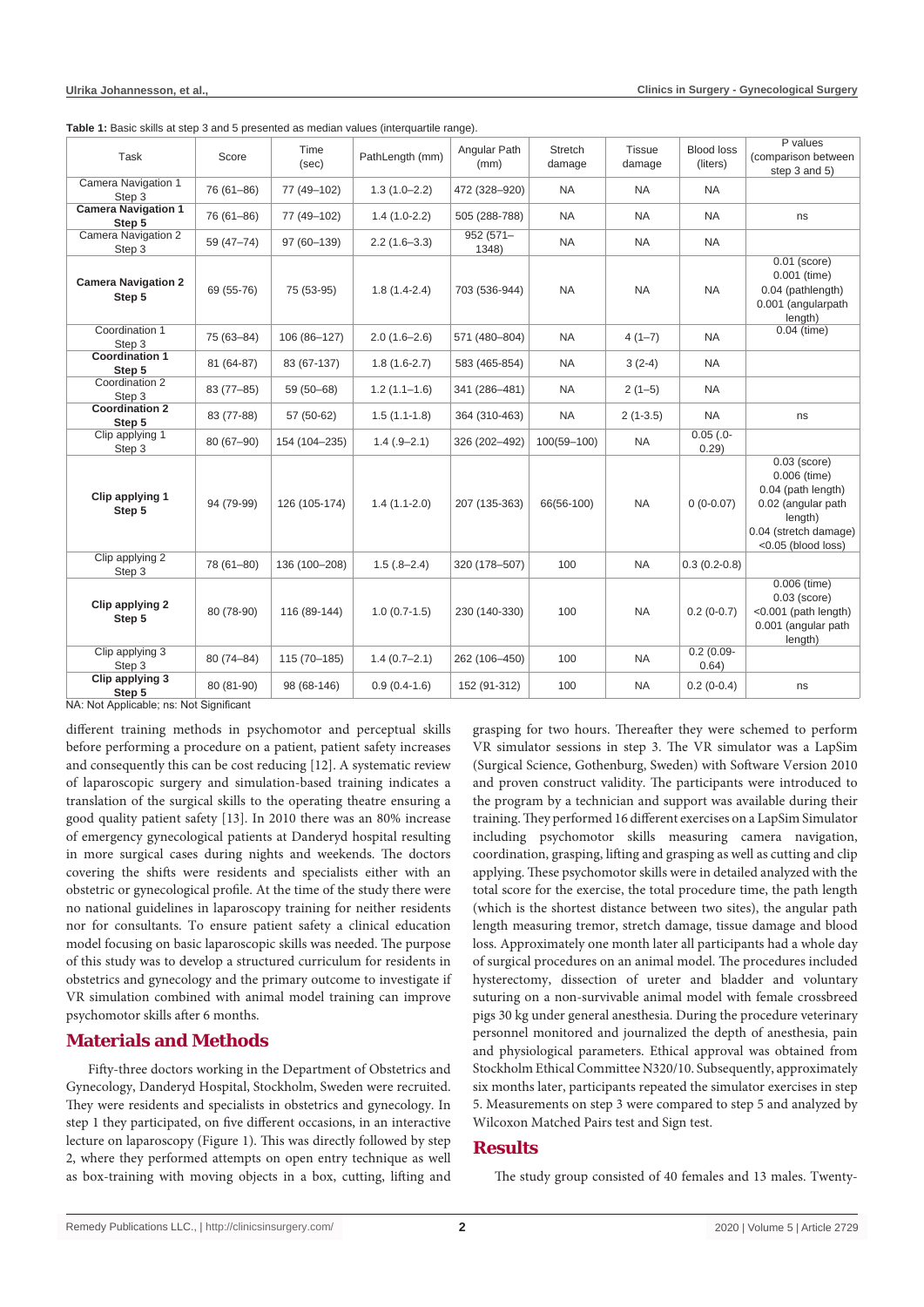**Table 1:** Basic skills at step 3 and 5 presented as median values (interquartile range).

| Task | Score | Time (sec) | PathLength (mm) | Angular Path (mm) | Stretch damage | Tissue damage | Blood loss (liters) | P values (comparison between step 3 and 5) |
|---|---|---|---|---|---|---|---|---|
| Camera Navigation 1 Step 3 | 76 (61–86) | 77 (49–102) | 1.3 (1.0–2.2) | 472 (328–920) | NA | NA | NA | |
| **Camera Navigation 1 Step 5** | 76 (61–86) | 77 (49–102) | 1.4 (1.0-2.2) | 505 (288-788) | NA | NA | NA | ns |
| Camera Navigation 2 Step 3 | 59 (47–74) | 97 (60–139) | 2.2 (1.6–3.3) | 952 (571–1348) | NA | NA | NA | |
| **Camera Navigation 2 Step 5** | 69 (55-76) | 75 (53-95) | 1.8 (1.4-2.4) | 703 (536-944) | NA | NA | NA | 0.01 (score) 0.001 (time) 0.04 (pathlength) 0.001 (angularpath length) |
| Coordination 1 Step 3 | 75 (63–84) | 106 (86–127) | 2.0 (1.6–2.6) | 571 (480–804) | NA | 4 (1–7) | NA | 0.04 (time) |
| **Coordination 1 Step 5** | 81 (64-87) | 83 (67-137) | 1.8 (1.6-2.7) | 583 (465-854) | NA | 3 (2-4) | NA | |
| Coordination 2 Step 3 | 83 (77–85) | 59 (50–68) | 1.2 (1.1–1.6) | 341 (286–481) | NA | 2 (1–5) | NA | |
| **Coordination 2 Step 5** | 83 (77-88) | 57 (50-62) | 1.5 (1.1-1.8) | 364 (310-463) | NA | 2 (1-3.5) | NA | ns |
| Clip applying 1 Step 3 | 80 (67–90) | 154 (104–235) | 1.4 (.9–2.1) | 326 (202–492) | 100(59–100) | NA | 0.05 (.0-0.29) | |
| **Clip applying 1 Step 5** | 94 (79-99) | 126 (105-174) | 1.4 (1.1-2.0) | 207 (135-363) | 66(56-100) | NA | 0 (0-0.07) | 0.03 (score) 0.006 (time) 0.04 (path length) 0.02 (angular path length) 0.04 (stretch damage) <0.05 (blood loss) |
| Clip applying 2 Step 3 | 78 (61–80) | 136 (100–208) | 1.5 (.8–2.4) | 320 (178–507) | 100 | NA | 0.3 (0.2-0.8) | |
| **Clip applying 2 Step 5** | 80 (78-90) | 116 (89-144) | 1.0 (0.7-1.5) | 230 (140-330) | 100 | NA | 0.2 (0-0.7) | 0.006 (time) 0.03 (score) <0.001 (path length) 0.001 (angular path length) |
| Clip applying 3 Step 3 | 80 (74–84) | 115 (70–185) | 1.4 (0.7–2.1) | 262 (106–450) | 100 | NA | 0.2 (0.09-0.64) | |
| **Clip applying 3 Step 5** | 80 (81-90) | 98 (68-146) | 0.9 (0.4-1.6) | 152 (91-312) | 100 | NA | 0.2 (0-0.4) | ns |

NA: Not Applicable; ns: Not Significant

different training methods in psychomotor and perceptual skills before performing a procedure on a patient, patient safety increases and consequently this can be cost reducing [12]. A systematic review of laparoscopic surgery and simulation-based training indicates a translation of the surgical skills to the operating theatre ensuring a good quality patient safety [13]. In 2010 there was an 80% increase of emergency gynecological patients at Danderyd hospital resulting in more surgical cases during nights and weekends. The doctors covering the shifts were residents and specialists either with an obstetric or gynecological profile. At the time of the study there were no national guidelines in laparoscopy training for neither residents nor for consultants. To ensure patient safety a clinical education model focusing on basic laparoscopic skills was needed. The purpose of this study was to develop a structured curriculum for residents in obstetrics and gynecology and the primary outcome to investigate if VR simulation combined with animal model training can improve psychomotor skills after 6 months.

## Materials and Methods

Fifty-three doctors working in the Department of Obstetrics and Gynecology, Danderyd Hospital, Stockholm, Sweden were recruited. They were residents and specialists in obstetrics and gynecology. In step 1 they participated, on five different occasions, in an interactive lecture on laparoscopy (Figure 1). This was directly followed by step 2, where they performed attempts on open entry technique as well as box-training with moving objects in a box, cutting, lifting and grasping for two hours. Thereafter they were schemed to perform VR simulator sessions in step 3. The VR simulator was a LapSim (Surgical Science, Gothenburg, Sweden) with Software Version 2010 and proven construct validity. The participants were introduced to the program by a technician and support was available during their training. They performed 16 different exercises on a LapSim Simulator including psychomotor skills measuring camera navigation, coordination, grasping, lifting and grasping as well as cutting and clip applying. These psychomotor skills were in detailed analyzed with the total score for the exercise, the total procedure time, the path length (which is the shortest distance between two sites), the angular path length measuring tremor, stretch damage, tissue damage and blood loss. Approximately one month later all participants had a whole day of surgical procedures on an animal model. The procedures included hysterectomy, dissection of ureter and bladder and voluntary suturing on a non-survivable animal model with female crossbreed pigs 30 kg under general anesthesia. During the procedure veterinary personnel monitored and journalized the depth of anesthesia, pain and physiological parameters. Ethical approval was obtained from Stockholm Ethical Committee N320/10. Subsequently, approximately six months later, participants repeated the simulator exercises in step 5. Measurements on step 3 were compared to step 5 and analyzed by Wilcoxon Matched Pairs test and Sign test.

## Results

The study group consisted of 40 females and 13 males. Twenty-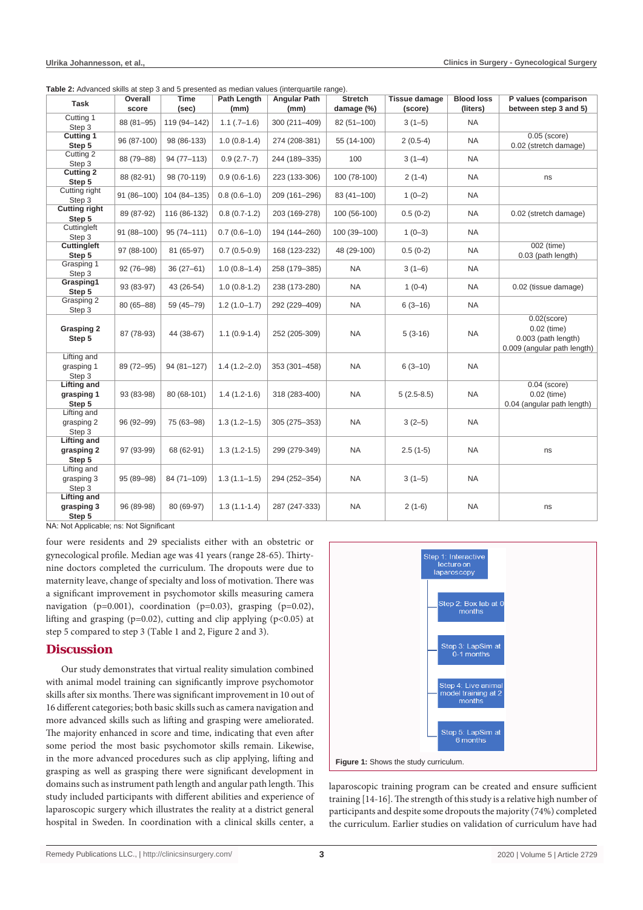**Table 2:** Advanced skills at step 3 and 5 presented as median values (interquartile range).

| Task | Overall score | Time (sec) | Path Length (mm) | Angular Path (mm) | Stretch damage (%) | Tissue damage (score) | Blood loss (liters) | P values (comparison between step 3 and 5) |
|---|---|---|---|---|---|---|---|---|
| Cutting 1 Step 3 | 88 (81–95) | 119 (94–142) | 1.1 (.7–1.6) | 300 (211–409) | 82 (51–100) | 3 (1–5) | NA | |
| **Cutting 1 Step 5** | 96 (87-100) | 98 (86-133) | 1.0 (0.8-1.4) | 274 (208-381) | 55 (14-100) | 2 (0.5-4) | NA | 0.05 (score) 0.02 (stretch damage) |
| Cutting 2 Step 3 | 88 (79–88) | 94 (77–113) | 0.9 (2.7-.7) | 244 (189–335) | 100 | 3 (1–4) | NA | |
| **Cutting 2 Step 5** | 88 (82-91) | 98 (70-119) | 0.9 (0.6-1.6) | 223 (133-306) | 100 (78-100) | 2 (1-4) | NA | ns |
| Cutting right Step 3 | 91 (86–100) | 104 (84–135) | 0.8 (0.6–1.0) | 209 (161–296) | 83 (41–100) | 1 (0–2) | NA | |
| **Cutting right Step 5** | 89 (87-92) | 116 (86-132) | 0.8 (0.7-1.2) | 203 (169-278) | 100 (56-100) | 0.5 (0-2) | NA | 0.02 (stretch damage) |
| Cuttingleft Step 3 | 91 (88–100) | 95 (74–111) | 0.7 (0.6–1.0) | 194 (144–260) | 100 (39–100) | 1 (0–3) | NA | |
| **Cuttingleft Step 5** | 97 (88-100) | 81 (65-97) | 0.7 (0.5-0.9) | 168 (123-232) | 48 (29-100) | 0.5 (0-2) | NA | 002 (time) 0.03 (path length) |
| Grasping 1 Step 3 | 92 (76–98) | 36 (27–61) | 1.0 (0.8–1.4) | 258 (179–385) | NA | 3 (1–6) | NA | |
| **Grasping1 Step 5** | 93 (83-97) | 43 (26-54) | 1.0 (0.8-1.2) | 238 (173-280) | NA | 1 (0-4) | NA | 0.02 (tissue damage) |
| Grasping 2 Step 3 | 80 (65–88) | 59 (45–79) | 1.2 (1.0–1.7) | 292 (229–409) | NA | 6 (3–16) | NA | |
| **Grasping 2 Step 5** | 87 (78-93) | 44 (38-67) | 1.1 (0.9-1.4) | 252 (205-309) | NA | 5 (3-16) | NA | 0.02(score) 0.02 (time) 0.003 (path length) 0.009 (angular path length) |
| Lifting and grasping 1 Step 3 | 89 (72–95) | 94 (81–127) | 1.4 (1.2–2.0) | 353 (301–458) | NA | 6 (3–10) | NA | |
| **Lifting and grasping 1 Step 5** | 93 (83-98) | 80 (68-101) | 1.4 (1.2-1.6) | 318 (283-400) | NA | 5 (2.5-8.5) | NA | 0.04 (score) 0.02 (time) 0.04 (angular path length) |
| Lifting and grasping 2 Step 3 | 96 (92–99) | 75 (63–98) | 1.3 (1.2–1.5) | 305 (275–353) | NA | 3 (2–5) | NA | |
| **Lifting and grasping 2 Step 5** | 97 (93-99) | 68 (62-91) | 1.3 (1.2-1.5) | 299 (279-349) | NA | 2.5 (1-5) | NA | ns |
| Lifting and grasping 3 Step 3 | 95 (89–98) | 84 (71–109) | 1.3 (1.1–1.5) | 294 (252–354) | NA | 3 (1–5) | NA | |
| **Lifting and grasping 3 Step 5** | 96 (89-98) | 80 (69-97) | 1.3 (1.1-1.4) | 287 (247-333) | NA | 2 (1-6) | NA | ns |

NA: Not Applicable; ns: Not Significant

four were residents and 29 specialists either with an obstetric or gynecological profile. Median age was 41 years (range 28-65). Thirty-nine doctors completed the curriculum. The dropouts were due to maternity leave, change of specialty and loss of motivation. There was a significant improvement in psychomotor skills measuring camera navigation (p=0.001), coordination (p=0.03), grasping (p=0.02), lifting and grasping (p=0.02), cutting and clip applying (p<0.05) at step 5 compared to step 3 (Table 1 and 2, Figure 2 and 3).

## Discussion

Our study demonstrates that virtual reality simulation combined with animal model training can significantly improve psychomotor skills after six months. There was significant improvement in 10 out of 16 different categories; both basic skills such as camera navigation and more advanced skills such as lifting and grasping were ameliorated. The majority enhanced in score and time, indicating that even after some period the most basic psychomotor skills remain. Likewise, in the more advanced procedures such as clip applying, lifting and grasping as well as grasping there were significant development in domains such as instrument path length and angular path length. This study included participants with different abilities and experience of laparoscopic surgery which illustrates the reality at a district general hospital in Sweden. In coordination with a clinical skills center, a laparoscopic training program can be created and ensure sufficient training [14-16]. The strength of this study is a relative high number of participants and despite some dropouts the majority (74%) completed the curriculum. Earlier studies on validation of curriculum have had

Step 1: Interactive lecture on laparoscopy

Step 2: Box lab at 0 months

Step 3: LapSim at 0-1 months

Step 4: Live animal model training at 2 months

Step 5: LapSim at 6 months

**Figure 1:** Shows the study curriculum.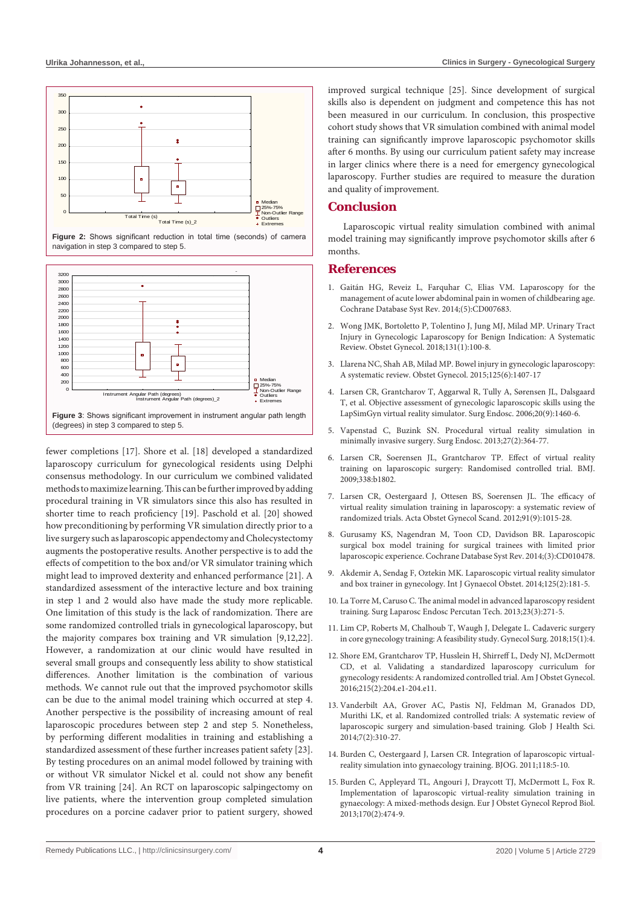Figure 2: Shows significant reduction in total time (seconds) of camera navigation in step 3 compared to step 5.

Figure 3: Shows significant improvement in instrument angular path length (degrees) in step 3 compared to step 5.

fewer completions [17]. Shore et al. [18] developed a standardized laparoscopy curriculum for gynecological residents using Delphi consensus methodology. In our curriculum we combined validated methods to maximize learning. This can be further improved by adding procedural training in VR simulators since this also has resulted in shorter time to reach proficiency [19]. Paschold et al. [20] showed how preconditioning by performing VR simulation directly prior to a live surgery such as laparoscopic appendectomy and Cholecystectomy augments the postoperative results. Another perspective is to add the effects of competition to the box and/or VR simulator training which might lead to improved dexterity and enhanced performance [21]. A standardized assessment of the interactive lecture and box training in step 1 and 2 would also have made the study more replicable. One limitation of this study is the lack of randomization. There are some randomized controlled trials in gynecological laparoscopy, but the majority compares box training and VR simulation [9,12,22]. However, a randomization at our clinic would have resulted in several small groups and consequently less ability to show statistical differences. Another limitation is the combination of various methods. We cannot rule out that the improved psychomotor skills can be due to the animal model training which occurred at step 4. Another perspective is the possibility of increasing amount of real laparoscopic procedures between step 2 and step 5. Nonetheless, by performing different modalities in training and establishing a standardized assessment of these further increases patient safety [23]. By testing procedures on an animal model followed by training with or without VR simulator Nickel et al. could not show any benefit from VR training [24]. An RCT on laparoscopic salpingectomy on live patients, where the intervention group completed simulation procedures on a porcine cadaver prior to patient surgery, showed improved surgical technique [25]. Since development of surgical skills also is dependent on judgment and competence this has not been measured in our curriculum. In conclusion, this prospective cohort study shows that VR simulation combined with animal model training can significantly improve laparoscopic psychomotor skills after 6 months. By using our curriculum patient safety may increase in larger clinics where there is a need for emergency gynecological laparoscopy. Further studies are required to measure the duration and quality of improvement.

## Conclusion

Laparoscopic virtual reality simulation combined with animal model training may significantly improve psychomotor skills after 6 months.

## References

1. Gaitán HG, Reveiz L, Farquhar C, Elias VM. Laparoscopy for the management of acute lower abdominal pain in women of childbearing age. Cochrane Database Syst Rev. 2014;(5):CD007683.
2. Wong JMK, Bortoletto P, Tolentino J, Jung MJ, Milad MP. Urinary Tract Injury in Gynecologic Laparoscopy for Benign Indication: A Systematic Review. Obstet Gynecol. 2018;131(1):100-8.
3. Llarena NC, Shah AB, Milad MP. Bowel injury in gynecologic laparoscopy: A systematic review. Obstet Gynecol. 2015;125(6):1407-17
4. Larsen CR, Grantcharov T, Aggarwal R, Tully A, Sørensen JL, Dalsgaard T, et al. Objective assessment of gynecologic laparoscopic skills using the LapSimGyn virtual reality simulator. Surg Endosc. 2006;20(9):1460-6.
5. Vapenstad C, Buzink SN. Procedural virtual reality simulation in minimally invasive surgery. Surg Endosc. 2013;27(2):364-77.
6. Larsen CR, Soerensen JL, Grantcharov TP. Effect of virtual reality training on laparoscopic surgery: Randomised controlled trial. BMJ. 2009;338:b1802.
7. Larsen CR, Oestergaard J, Ottesen BS, Soerensen JL. The efficacy of virtual reality simulation training in laparoscopy: a systematic review of randomized trials. Acta Obstet Gynecol Scand. 2012;91(9):1015-28.
8. Gurusamy KS, Nagendran M, Toon CD, Davidson BR. Laparoscopic surgical box model training for surgical trainees with limited prior laparoscopic experience. Cochrane Database Syst Rev. 2014;(3):CD010478.
9. Akdemir A, Sendag F, Oztekin MK. Laparoscopic virtual reality simulator and box trainer in gynecology. Int J Gynaecol Obstet. 2014;125(2):181-5.
10. La Torre M, Caruso C. The animal model in advanced laparoscopy resident training. Surg Laparosc Endosc Percutan Tech. 2013;23(3):271-5.
11. Lim CP, Roberts M, Chalhoub T, Waugh J, Delegate L. Cadaveric surgery in core gynecology training: A feasibility study. Gynecol Surg. 2018;15(1):4.
12. Shore EM, Grantcharov TP, Husslein H, Shirreff L, Dedy NJ, McDermott CD, et al. Validating a standardized laparoscopy curriculum for gynecology residents: A randomized controlled trial. Am J Obstet Gynecol. 2016;215(2):204.e1-204.e11.
13. Vanderbilt AA, Grover AC, Pastis NJ, Feldman M, Granados DD, Murithi LK, et al. Randomized controlled trials: A systematic review of laparoscopic surgery and simulation-based training. Glob J Health Sci. 2014;7(2):310-27.
14. Burden C, Oestergaard J, Larsen CR. Integration of laparoscopic virtual-reality simulation into gynaecology training. BJOG. 2011;118:5-10.
15. Burden C, Appleyard TL, Angouri J, Draycott TJ, McDermott L, Fox R. Implementation of laparoscopic virtual-reality simulation training in gynaecology: A mixed-methods design. Eur J Obstet Gynecol Reprod Biol. 2013;170(2):474-9.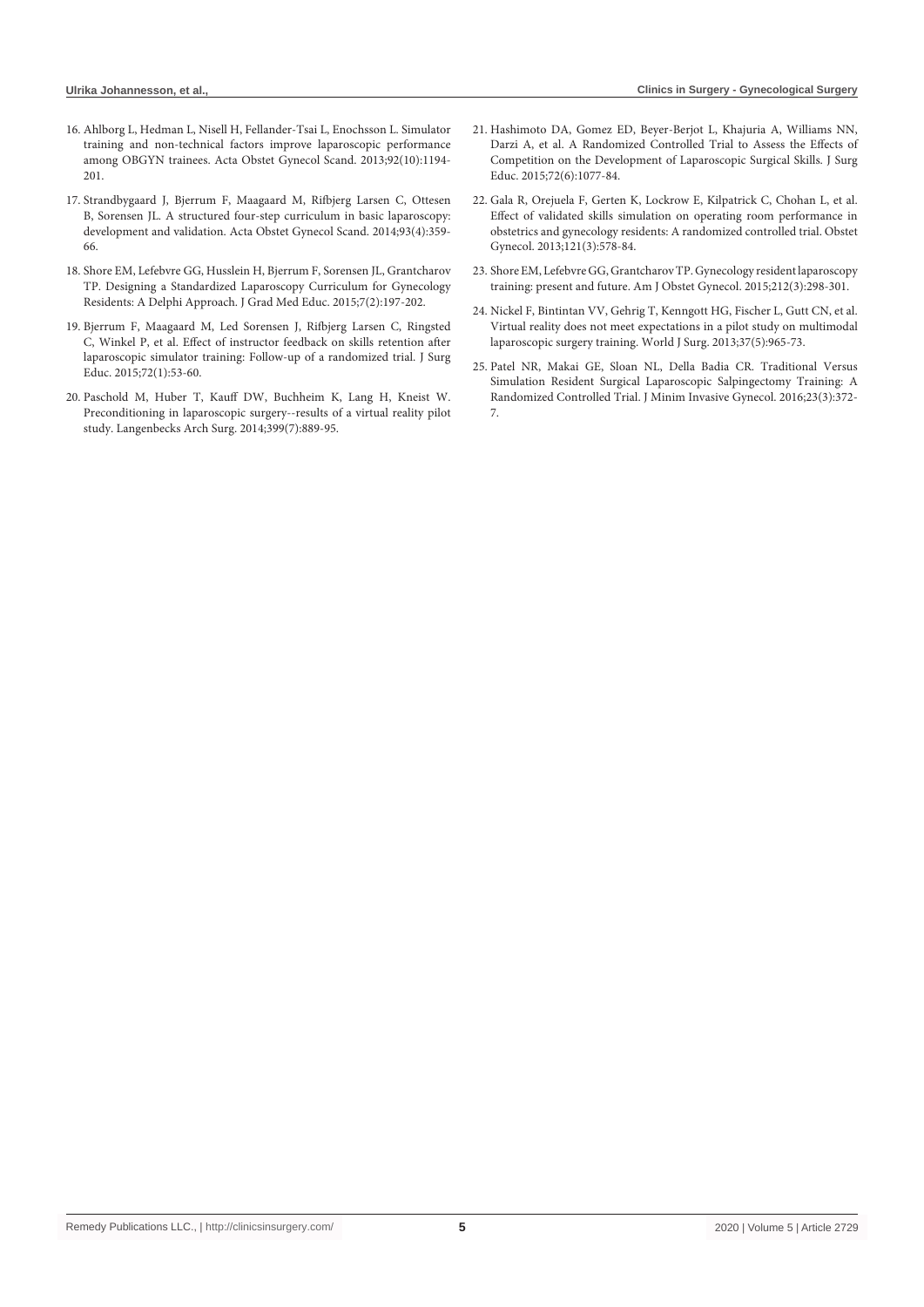16. Ahlborg L, Hedman L, Nisell H, Fellander-Tsai L, Enochsson L. Simulator training and non-technical factors improve laparoscopic performance among OBGYN trainees. Acta Obstet Gynecol Scand. 2013;92(10):1194-201.

17. Strandbygaard J, Bjerrum F, Maagaard M, Rifbjerg Larsen C, Ottesen B, Sorensen JL. A structured four-step curriculum in basic laparoscopy: development and validation. Acta Obstet Gynecol Scand. 2014;93(4):359-66.

18. Shore EM, Lefebvre GG, Husslein H, Bjerrum F, Sorensen JL, Grantcharov TP. Designing a Standardized Laparoscopy Curriculum for Gynecology Residents: A Delphi Approach. J Grad Med Educ. 2015;7(2):197-202.

19. Bjerrum F, Maagaard M, Led Sorensen J, Rifbjerg Larsen C, Ringsted C, Winkel P, et al. Effect of instructor feedback on skills retention after laparoscopic simulator training: Follow-up of a randomized trial. J Surg Educ. 2015;72(1):53-60.

20. Paschold M, Huber T, Kauff DW, Buchheim K, Lang H, Kneist W. Preconditioning in laparoscopic surgery--results of a virtual reality pilot study. Langenbecks Arch Surg. 2014;399(7):889-95.

21. Hashimoto DA, Gomez ED, Beyer-Berjot L, Khajuria A, Williams NN, Darzi A, et al. A Randomized Controlled Trial to Assess the Effects of Competition on the Development of Laparoscopic Surgical Skills. J Surg Educ. 2015;72(6):1077-84.

22. Gala R, Orejuela F, Gerten K, Lockrow E, Kilpatrick C, Chohan L, et al. Effect of validated skills simulation on operating room performance in obstetrics and gynecology residents: A randomized controlled trial. Obstet Gynecol. 2013;121(3):578-84.

23. Shore EM, Lefebvre GG, Grantcharov TP. Gynecology resident laparoscopy training: present and future. Am J Obstet Gynecol. 2015;212(3):298-301.

24. Nickel F, Bintintan VV, Gehrig T, Kenngott HG, Fischer L, Gutt CN, et al. Virtual reality does not meet expectations in a pilot study on multimodal laparoscopic surgery training. World J Surg. 2013;37(5):965-73.

25. Patel NR, Makai GE, Sloan NL, Della Badia CR. Traditional Versus Simulation Resident Surgical Laparoscopic Salpingectomy Training: A Randomized Controlled Trial. J Minim Invasive Gynecol. 2016;23(3):372-7.